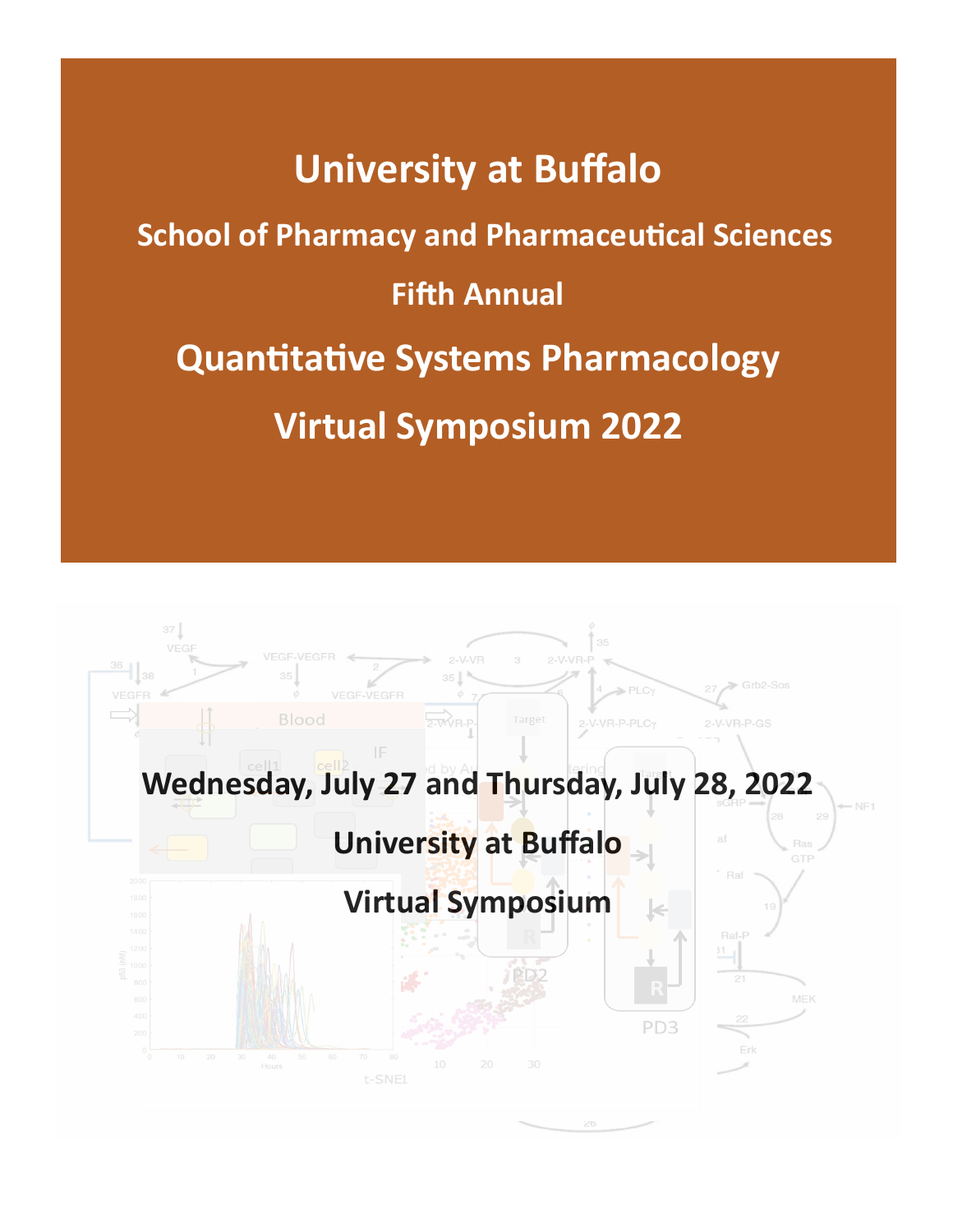# University at Buffalo

## School of Pharmacy and Pharmaceutical Sciences

## Fifth Annual

# Quantitative Systems Pharmacology

# Virtual Symposium 2022

**Wednesday, July 27 and Thursday, July 28, 2022**

**University at Buffalo**

**Virtual Symposium**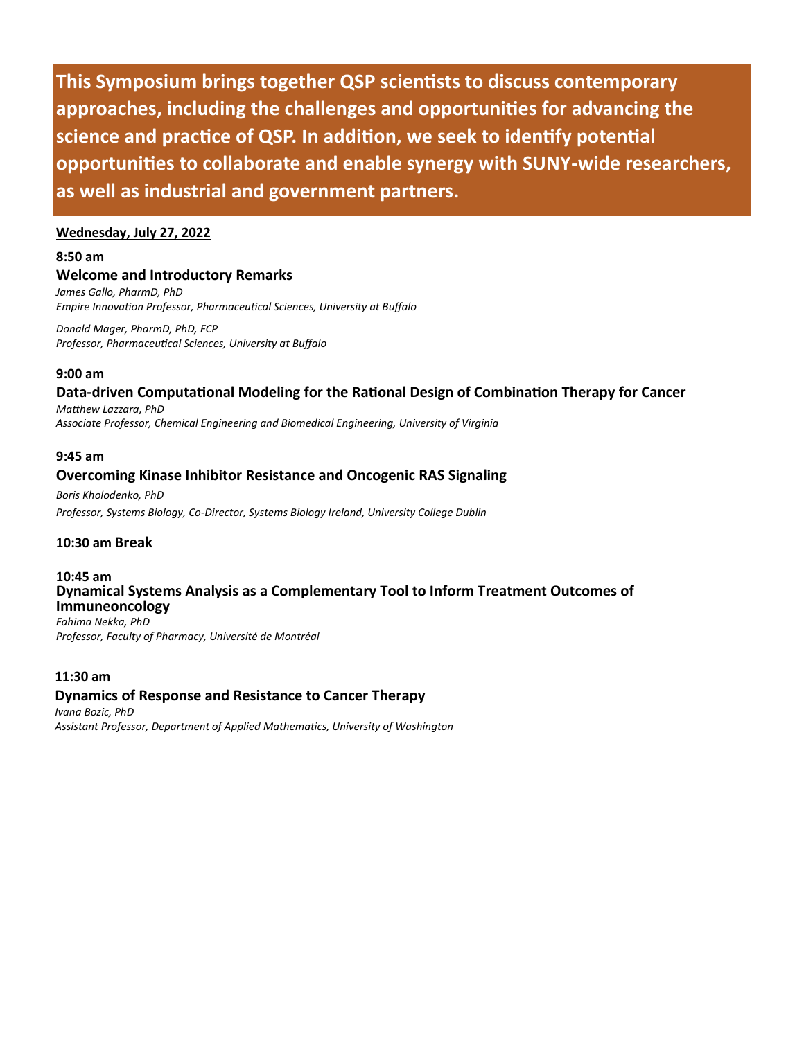**This Symposium brings together QSP scientists to discuss contemporary approaches, including the challenges and opportunities for advancing the science and practice of QSP. In addition, we seek to identify potential opportunities to collaborate and enable synergy with SUNY-wide researchers, as well as industrial and government partners.**

**Wednesday, July 27, 2022**

**8:50 am**

### Welcome and Introductory Remarks

*James Gallo, PharmD, PhD*
*Empire Innovation Professor, Pharmaceutical Sciences, University at Buffalo*

*Donald Mager, PharmD, PhD, FCP*
*Professor, Pharmaceutical Sciences, University at Buffalo*

**9:00 am**

### Data-driven Computational Modeling for the Rational Design of Combination Therapy for Cancer

*Matthew Lazzara, PhD*
*Associate Professor, Chemical Engineering and Biomedical Engineering, University of Virginia*

**9:45 am**

### Overcoming Kinase Inhibitor Resistance and Oncogenic RAS Signaling

*Boris Kholodenko, PhD*
*Professor, Systems Biology, Co-Director, Systems Biology Ireland, University College Dublin*

**10:30 am Break**

**10:45 am**

### Dynamical Systems Analysis as a Complementary Tool to Inform Treatment Outcomes of Immuneoncology

*Fahima Nekka, PhD*
*Professor, Faculty of Pharmacy, Université de Montréal*

**11:30 am**

### Dynamics of Response and Resistance to Cancer Therapy

*Ivana Bozic, PhD*
*Assistant Professor, Department of Applied Mathematics, University of Washington*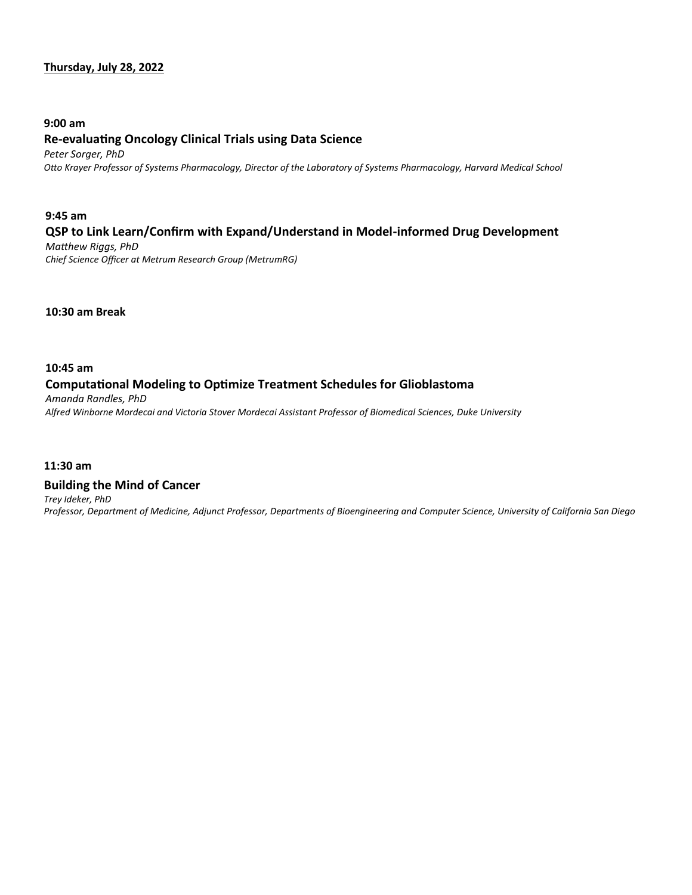**Thursday, July 28, 2022**

**9:00 am**

**Re-evaluating Oncology Clinical Trials using Data Science**

*Peter Sorger, PhD*
*Otto Krayer Professor of Systems Pharmacology, Director of the Laboratory of Systems Pharmacology, Harvard Medical School*

**9:45 am**

**QSP to Link Learn/Confirm with Expand/Understand in Model-informed Drug Development**

*Matthew Riggs, PhD*
*Chief Science Officer at Metrum Research Group (MetrumRG)*

**10:30 am Break**

**10:45 am**

**Computational Modeling to Optimize Treatment Schedules for Glioblastoma**

*Amanda Randles, PhD*
*Alfred Winborne Mordecai and Victoria Stover Mordecai Assistant Professor of Biomedical Sciences, Duke University*

**11:30 am**

**Building the Mind of Cancer**

*Trey Ideker, PhD*
*Professor, Department of Medicine, Adjunct Professor, Departments of Bioengineering and Computer Science, University of California San Diego*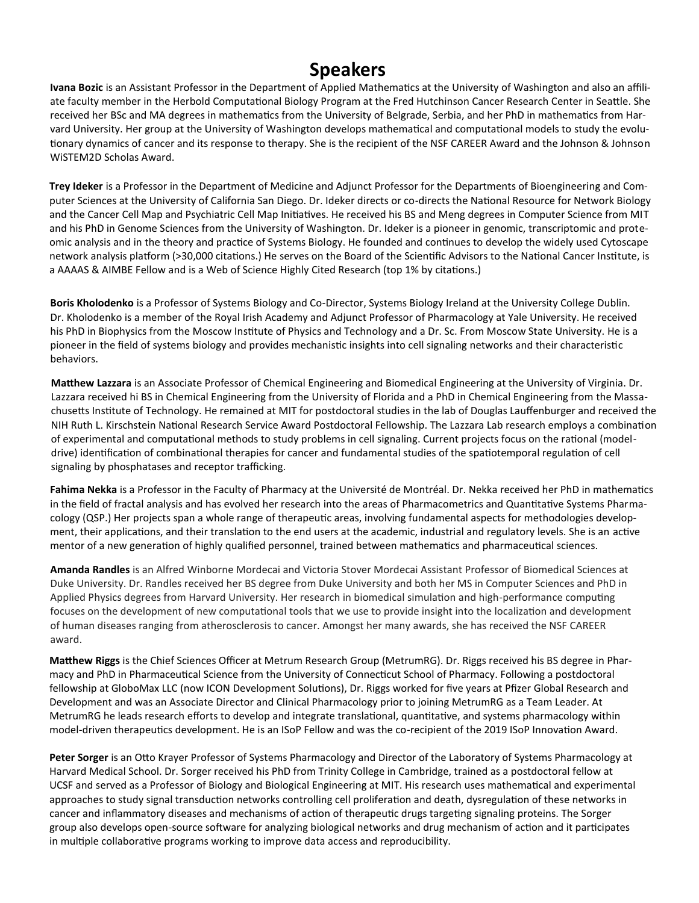# Speakers

**Ivana Bozic** is an Assistant Professor in the Department of Applied Mathematics at the University of Washington and also an affiliate faculty member in the Herbold Computational Biology Program at the Fred Hutchinson Cancer Research Center in Seattle. She received her BSc and MA degrees in mathematics from the University of Belgrade, Serbia, and her PhD in mathematics from Harvard University. Her group at the University of Washington develops mathematical and computational models to study the evolutionary dynamics of cancer and its response to therapy. She is the recipient of the NSF CAREER Award and the Johnson & Johnson WiSTEM2D Scholas Award.

**Trey Ideker** is a Professor in the Department of Medicine and Adjunct Professor for the Departments of Bioengineering and Computer Sciences at the University of California San Diego. Dr. Ideker directs or co-directs the National Resource for Network Biology and the Cancer Cell Map and Psychiatric Cell Map Initiatives. He received his BS and Meng degrees in Computer Science from MIT and his PhD in Genome Sciences from the University of Washington. Dr. Ideker is a pioneer in genomic, transcriptomic and proteomic analysis and in the theory and practice of Systems Biology. He founded and continues to develop the widely used Cytoscape network analysis platform (>30,000 citations.) He serves on the Board of the Scientific Advisors to the National Cancer Institute, is a AAAAS & AIMBE Fellow and is a Web of Science Highly Cited Research (top 1% by citations.)

**Boris Kholodenko** is a Professor of Systems Biology and Co-Director, Systems Biology Ireland at the University College Dublin. Dr. Kholodenko is a member of the Royal Irish Academy and Adjunct Professor of Pharmacology at Yale University. He received his PhD in Biophysics from the Moscow Institute of Physics and Technology and a Dr. Sc. From Moscow State University. He is a pioneer in the field of systems biology and provides mechanistic insights into cell signaling networks and their characteristic behaviors.

**Matthew Lazzara** is an Associate Professor of Chemical Engineering and Biomedical Engineering at the University of Virginia. Dr. Lazzara received hi BS in Chemical Engineering from the University of Florida and a PhD in Chemical Engineering from the Massachusetts Institute of Technology. He remained at MIT for postdoctoral studies in the lab of Douglas Lauffenburger and received the NIH Ruth L. Kirschstein National Research Service Award Postdoctoral Fellowship. The Lazzara Lab research employs a combination of experimental and computational methods to study problems in cell signaling. Current projects focus on the rational (model-drive) identification of combinational therapies for cancer and fundamental studies of the spatiotemporal regulation of cell signaling by phosphatases and receptor trafficking.

**Fahima Nekka** is a Professor in the Faculty of Pharmacy at the Université de Montréal. Dr. Nekka received her PhD in mathematics in the field of fractal analysis and has evolved her research into the areas of Pharmacometrics and Quantitative Systems Pharmacology (QSP.) Her projects span a whole range of therapeutic areas, involving fundamental aspects for methodologies development, their applications, and their translation to the end users at the academic, industrial and regulatory levels. She is an active mentor of a new generation of highly qualified personnel, trained between mathematics and pharmaceutical sciences.

**Amanda Randles** is an Alfred Winborne Mordecai and Victoria Stover Mordecai Assistant Professor of Biomedical Sciences at Duke University. Dr. Randles received her BS degree from Duke University and both her MS in Computer Sciences and PhD in Applied Physics degrees from Harvard University. Her research in biomedical simulation and high-performance computing focuses on the development of new computational tools that we use to provide insight into the localization and development of human diseases ranging from atherosclerosis to cancer. Amongst her many awards, she has received the NSF CAREER award.

**Matthew Riggs** is the Chief Sciences Officer at Metrum Research Group (MetrumRG). Dr. Riggs received his BS degree in Pharmacy and PhD in Pharmaceutical Science from the University of Connecticut School of Pharmacy. Following a postdoctoral fellowship at GloboMax LLC (now ICON Development Solutions), Dr. Riggs worked for five years at Pfizer Global Research and Development and was an Associate Director and Clinical Pharmacology prior to joining MetrumRG as a Team Leader. At MetrumRG he leads research efforts to develop and integrate translational, quantitative, and systems pharmacology within model-driven therapeutics development. He is an ISoP Fellow and was the co-recipient of the 2019 ISoP Innovation Award.

**Peter Sorger** is an Otto Krayer Professor of Systems Pharmacology and Director of the Laboratory of Systems Pharmacology at Harvard Medical School. Dr. Sorger received his PhD from Trinity College in Cambridge, trained as a postdoctoral fellow at UCSF and served as a Professor of Biology and Biological Engineering at MIT. His research uses mathematical and experimental approaches to study signal transduction networks controlling cell proliferation and death, dysregulation of these networks in cancer and inflammatory diseases and mechanisms of action of therapeutic drugs targeting signaling proteins. The Sorger group also develops open-source software for analyzing biological networks and drug mechanism of action and it participates in multiple collaborative programs working to improve data access and reproducibility.